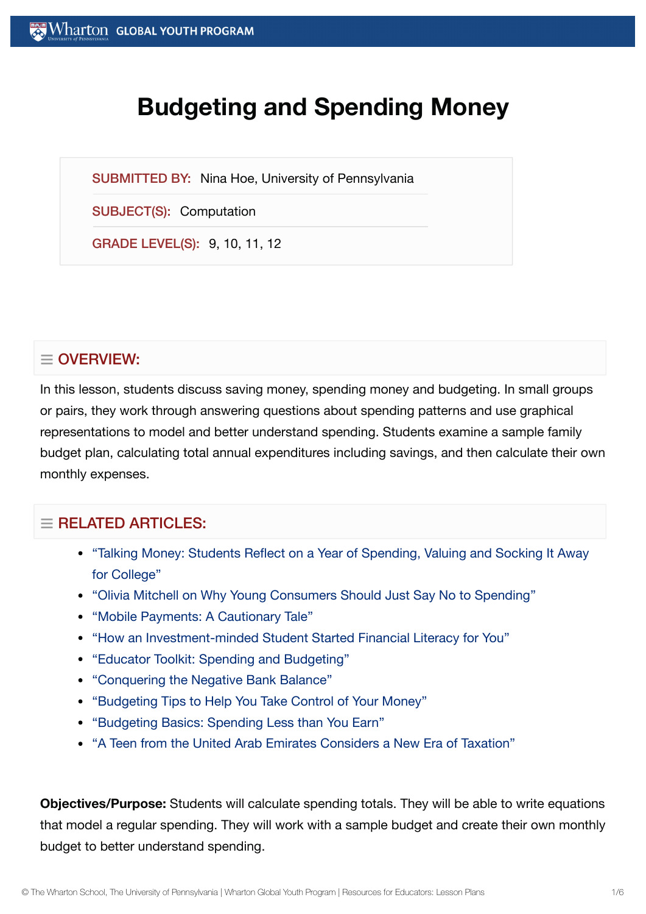# Budgeting and Spending Money

**SUBMITTED BY:** Nina Hoe, University of Pennsylvania

**SUBJECT(S):** Computation

**GRADE LEVEL(S):** 9, 10, 11, 12

## OVERVIEW:

In this lesson, students discuss saving money, spending money and budgeting. In small groups or pairs, they work through answering questions about spending patterns and use graphical representations to model and better understand spending. Students examine a sample family budget plan, calculating total annual expenditures including savings, and then calculate their own monthly expenses.

## RELATED ARTICLES:

- "Talking Money: Students Reflect on a Year of Spending, Valuing and Socking It Away for College"
- "Olivia Mitchell on Why Young Consumers Should Just Say No to Spending"
- "Mobile Payments: A Cautionary Tale"
- "How an Investment-minded Student Started Financial Literacy for You"
- "Educator Toolkit: Spending and Budgeting"
- "Conquering the Negative Bank Balance"
- "Budgeting Tips to Help You Take Control of Your Money"
- "Budgeting Basics: Spending Less than You Earn"
- "A Teen from the United Arab Emirates Considers a New Era of Taxation"

**Objectives/Purpose:** Students will calculate spending totals. They will be able to write equations that model a regular spending. They will work with a sample budget and create their own monthly budget to better understand spending.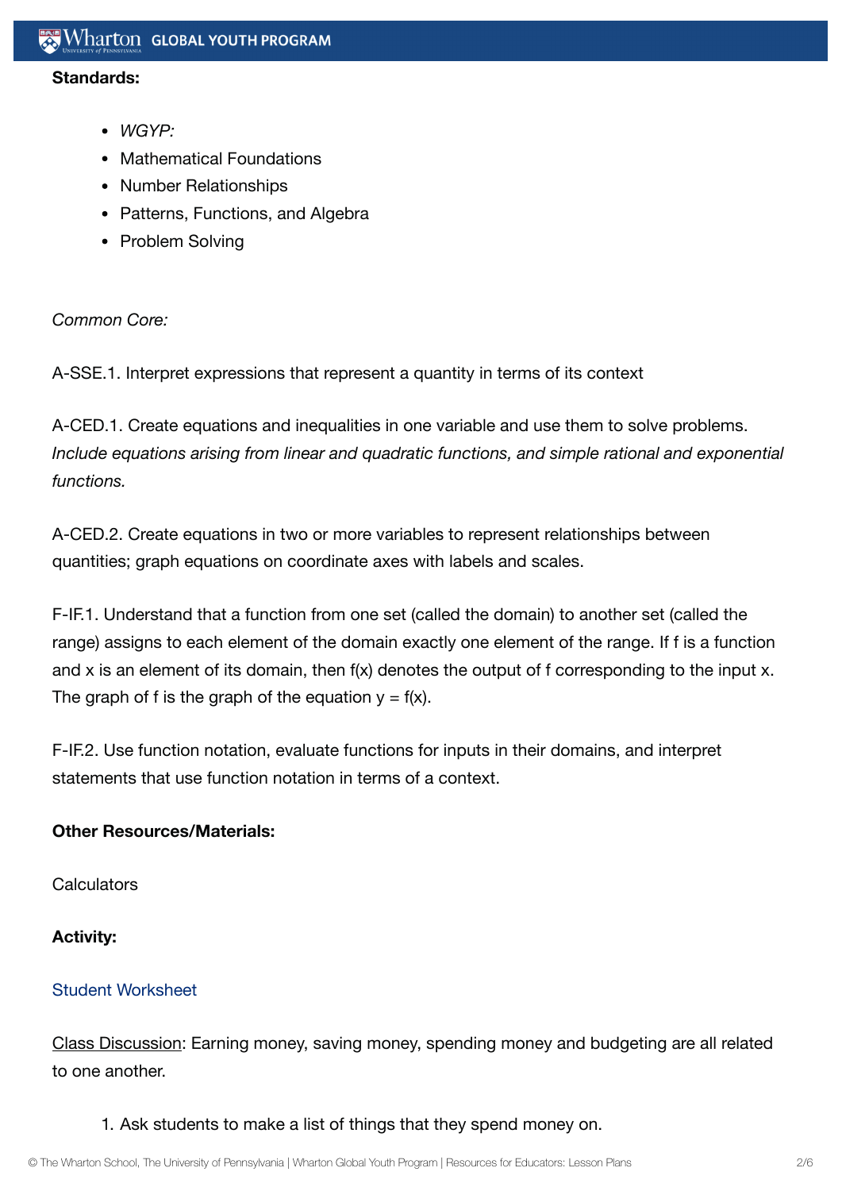**Standards:**

- *WGYP:*
- Mathematical Foundations
- Number Relationships
- Patterns, Functions, and Algebra
- Problem Solving

*Common Core:*

A-SSE.1. Interpret expressions that represent a quantity in terms of its context

A-CED.1. Create equations and inequalities in one variable and use them to solve problems. *Include equations arising from linear and quadratic functions, and simple rational and exponential functions.*

A-CED.2. Create equations in two or more variables to represent relationships between quantities; graph equations on coordinate axes with labels and scales.

F-IF.1. Understand that a function from one set (called the domain) to another set (called the range) assigns to each element of the domain exactly one element of the range. If f is a function and x is an element of its domain, then f(x) denotes the output of f corresponding to the input x. The graph of f is the graph of the equation y = f(x).

F-IF.2. Use function notation, evaluate functions for inputs in their domains, and interpret statements that use function notation in terms of a context.

**Other Resources/Materials:**

Calculators

**Activity:**

Student Worksheet

Class Discussion: Earning money, saving money, spending money and budgeting are all related to one another.

1. Ask students to make a list of things that they spend money on.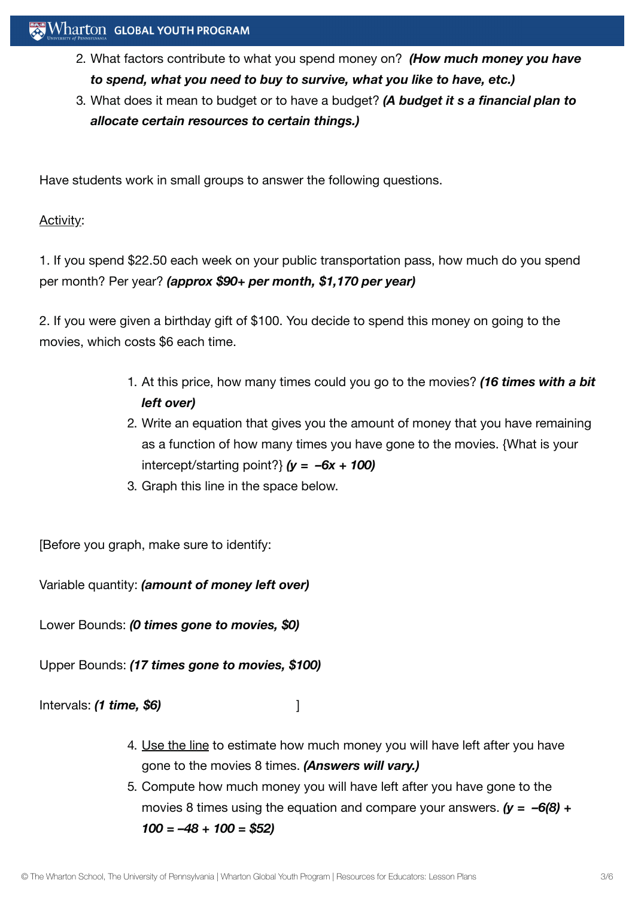2. What factors contribute to what you spend money on? ***(How much money you have to spend, what you need to buy to survive, what you like to have, etc.)***
3. What does it mean to budget or to have a budget? ***(A budget it s a financial plan to allocate certain resources to certain things.)***

Have students work in small groups to answer the following questions.

<u>Activity</u>:

1. If you spend $22.50 each week on your public transportation pass, how much do you spend per month? Per year? ***(approx $90+ per month, $1,170 per year)***

2. If you were given a birthday gift of $100. You decide to spend this money on going to the movies, which costs $6 each time.

   1. At this price, how many times could you go to the movies? ***(16 times with a bit left over)***
   2. Write an equation that gives you the amount of money that you have remaining as a function of how many times you have gone to the movies. {What is your intercept/starting point?} ***($y = -6x + 100$)***
   3. Graph this line in the space below.

[Before you graph, make sure to identify:

Variable quantity: ***(amount of money left over)***

Lower Bounds: ***(0 times gone to movies, $0)***

Upper Bounds: ***(17 times gone to movies, $100)***

Intervals: ***(1 time, $6)*** ]

   4. <u>Use the line</u> to estimate how much money you will have left after you have gone to the movies 8 times. ***(Answers will vary.)***
   5. Compute how much money you will have left after you have gone to the movies 8 times using the equation and compare your answers. ***($y = -6(8) + 100 = -48 + 100 = \$52$)***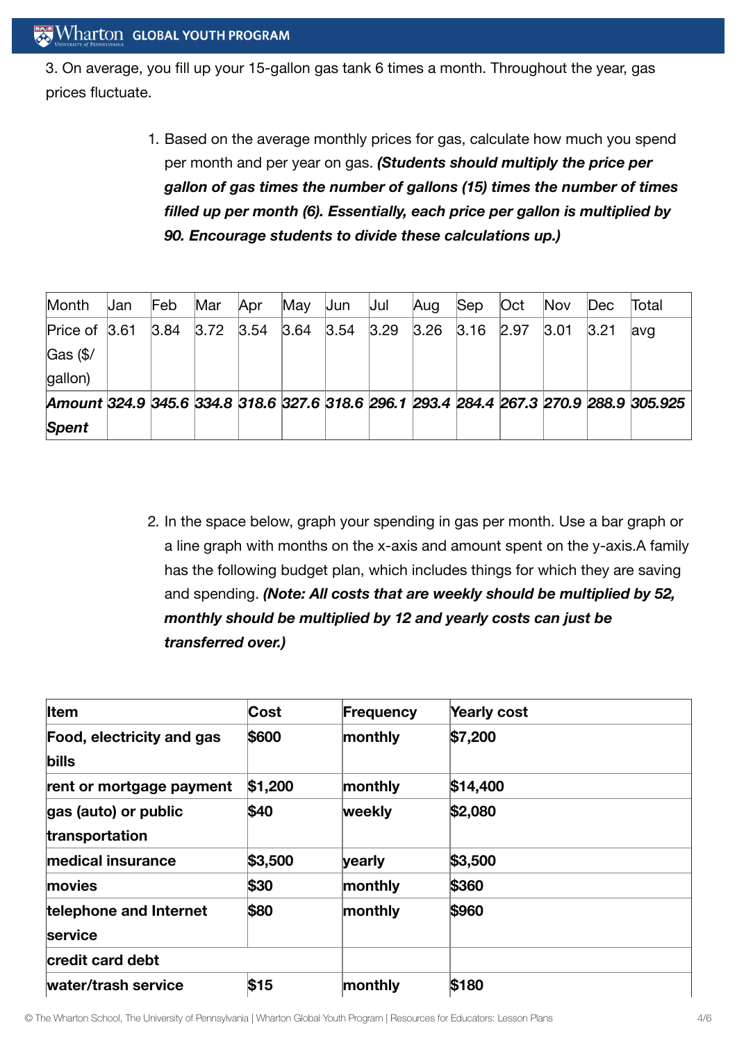3. On average, you fill up your 15-gallon gas tank 6 times a month. Throughout the year, gas prices fluctuate.

1. Based on the average monthly prices for gas, calculate how much you spend per month and per year on gas. ***(Students should multiply the price per gallon of gas times the number of gallons (15) times the number of times filled up per month (6). Essentially, each price per gallon is multiplied by 90. Encourage students to divide these calculations up.)***

| Month | Jan | Feb | Mar | Apr | May | Jun | Jul | Aug | Sep | Oct | Nov | Dec | Total |
|---|---|---|---|---|---|---|---|---|---|---|---|---|---|
| Price of Gas ($/gallon) | 3.61 | 3.84 | 3.72 | 3.54 | 3.64 | 3.54 | 3.29 | 3.26 | 3.16 | 2.97 | 3.01 | 3.21 | avg |
| ***Amount Spent*** | ***324.9*** | ***345.6*** | ***334.8*** | ***318.6*** | ***327.6*** | ***318.6*** | ***296.1*** | ***293.4*** | ***284.4*** | ***267.3*** | ***270.9*** | ***288.9*** | ***305.925*** |

2. In the space below, graph your spending in gas per month. Use a bar graph or a line graph with months on the x-axis and amount spent on the y-axis.A family has the following budget plan, which includes things for which they are saving and spending. ***(Note: All costs that are weekly should be multiplied by 52, monthly should be multiplied by 12 and yearly costs can just be transferred over.)***

| **Item** | **Cost** | **Frequency** | **Yearly cost** |
|---|---|---|---|
| **Food, electricity and gas bills** | **$600** | **monthly** | **$7,200** |
| **rent or mortgage payment** | **$1,200** | **monthly** | **$14,400** |
| **gas (auto) or public transportation** | **$40** | **weekly** | **$2,080** |
| **medical insurance** | **$3,500** | **yearly** | **$3,500** |
| **movies** | **$30** | **monthly** | **$360** |
| **telephone and Internet service** | **$80** | **monthly** | **$960** |
| **credit card debt** | | | |
| **water/trash service** | **$15** | **monthly** | **$180** |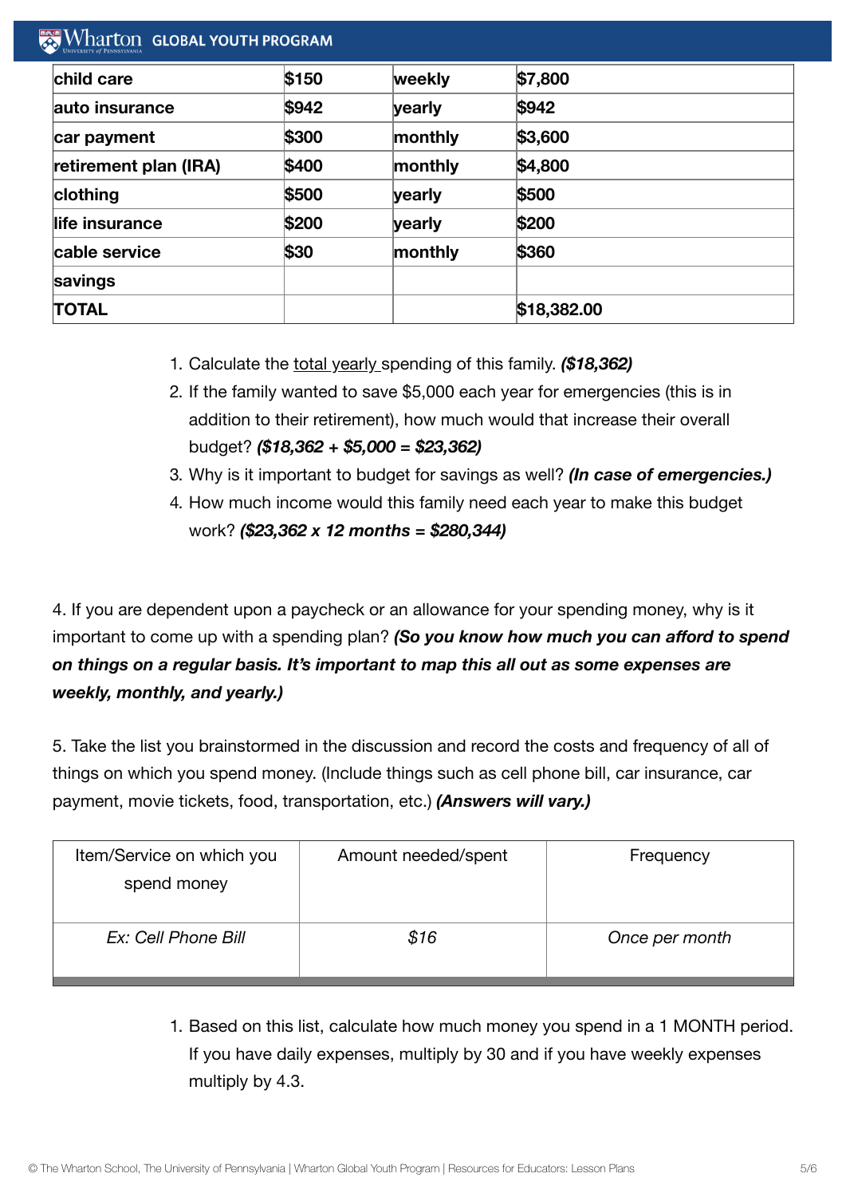| child care | $150 | weekly | $7,800 |
|---|---|---|---|
| auto insurance | $942 | yearly | $942 |
| car payment | $300 | monthly | $3,600 |
| retirement plan (IRA) | $400 | monthly | $4,800 |
| clothing | $500 | yearly | $500 |
| life insurance | $200 | yearly | $200 |
| cable service | $30 | monthly | $360 |
| savings | | | |
| TOTAL | | | $18,382.00 |

1. Calculate the total yearly spending of this family. ***($18,362)***
2. If the family wanted to save $5,000 each year for emergencies (this is in addition to their retirement), how much would that increase their overall budget? ***($18,362 + $5,000 = $23,362)***
3. Why is it important to budget for savings as well? ***(In case of emergencies.)***
4. How much income would this family need each year to make this budget work? ***($23,362 x 12 months = $280,344)***

4. If you are dependent upon a paycheck or an allowance for your spending money, why is it important to come up with a spending plan? ***(So you know how much you can afford to spend on things on a regular basis. It's important to map this all out as some expenses are weekly, monthly, and yearly.)***

5. Take the list you brainstormed in the discussion and record the costs and frequency of all of things on which you spend money. (Include things such as cell phone bill, car insurance, car payment, movie tickets, food, transportation, etc.) ***(Answers will vary.)***

| Item/Service on which you spend money | Amount needed/spent | Frequency |
|---|---|---|
| *Ex: Cell Phone Bill* | *$16* | *Once per month* |

1. Based on this list, calculate how much money you spend in a 1 MONTH period. If you have daily expenses, multiply by 30 and if you have weekly expenses multiply by 4.3.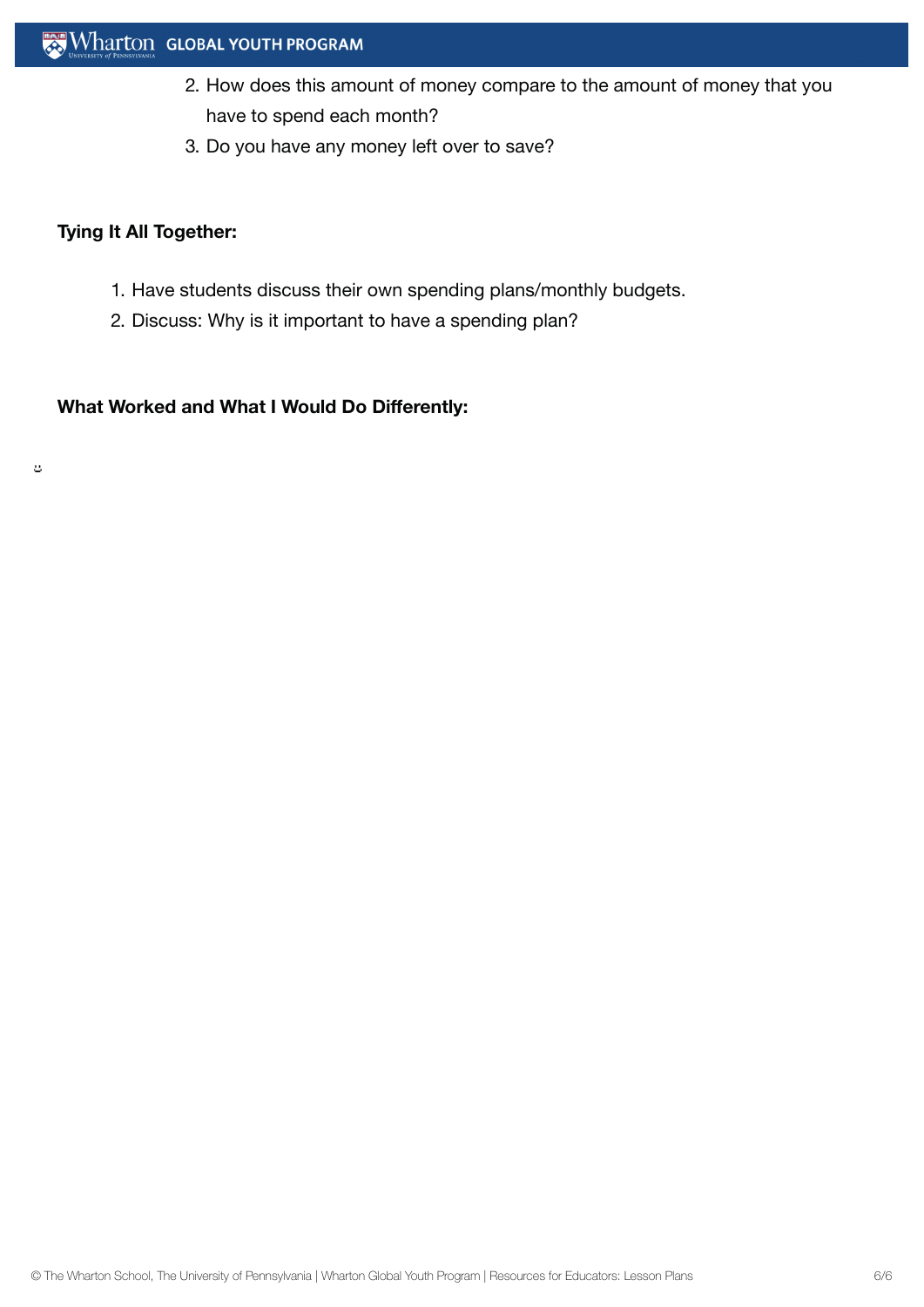2. How does this amount of money compare to the amount of money that you have to spend each month?
3. Do you have any money left over to save?

**Tying It All Together:**

1. Have students discuss their own spending plans/monthly budgets.
2. Discuss: Why is it important to have a spending plan?

**What Worked and What I Would Do Differently:**